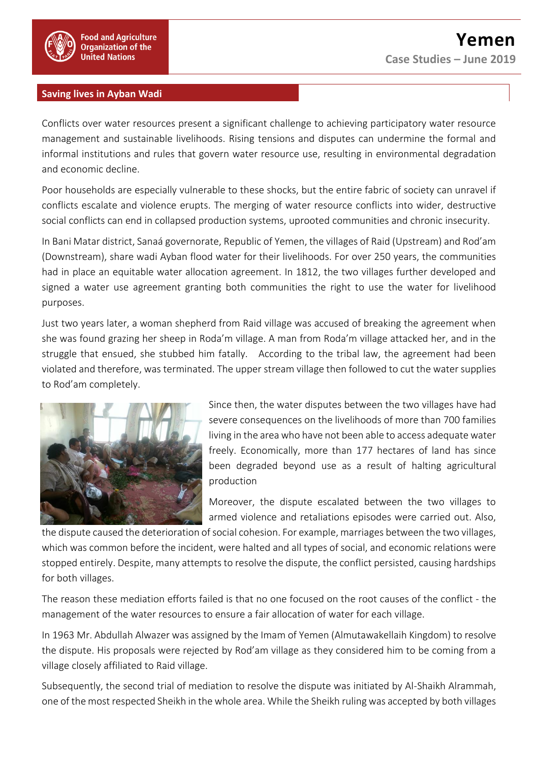# Yemen

**Case Studies – June 2019**

## Saving lives in Ayban Wadi

Conflicts over water resources present a significant challenge to achieving participatory water resource management and sustainable livelihoods. Rising tensions and disputes can undermine the formal and informal institutions and rules that govern water resource use, resulting in environmental degradation and economic decline.

Poor households are especially vulnerable to these shocks, but the entire fabric of society can unravel if conflicts escalate and violence erupts. The merging of water resource conflicts into wider, destructive social conflicts can end in collapsed production systems, uprooted communities and chronic insecurity.

In Bani Matar district, Sanaá governorate, Republic of Yemen, the villages of Raid (Upstream) and Rod'am (Downstream), share wadi Ayban flood water for their livelihoods. For over 250 years, the communities had in place an equitable water allocation agreement. In 1812, the two villages further developed and signed a water use agreement granting both communities the right to use the water for livelihood purposes.

Just two years later, a woman shepherd from Raid village was accused of breaking the agreement when she was found grazing her sheep in Roda'm village. A man from Roda'm village attacked her, and in the struggle that ensued, she stubbed him fatally. According to the tribal law, the agreement had been violated and therefore, was terminated. The upper stream village then followed to cut the water supplies to Rod'am completely.

Since then, the water disputes between the two villages have had severe consequences on the livelihoods of more than 700 families living in the area who have not been able to access adequate water freely. Economically, more than 177 hectares of land has since been degraded beyond use as a result of halting agricultural production

Moreover, the dispute escalated between the two villages to armed violence and retaliations episodes were carried out. Also, the dispute caused the deterioration of social cohesion. For example, marriages between the two villages, which was common before the incident, were halted and all types of social, and economic relations were stopped entirely. Despite, many attempts to resolve the dispute, the conflict persisted, causing hardships for both villages.

The reason these mediation efforts failed is that no one focused on the root causes of the conflict - the management of the water resources to ensure a fair allocation of water for each village.

In 1963 Mr. Abdullah Alwazer was assigned by the Imam of Yemen (Almutawakellaih Kingdom) to resolve the dispute. His proposals were rejected by Rod'am village as they considered him to be coming from a village closely affiliated to Raid village.

Subsequently, the second trial of mediation to resolve the dispute was initiated by Al-Shaikh Alrammah, one of the most respected Sheikh in the whole area. While the Sheikh ruling was accepted by both villages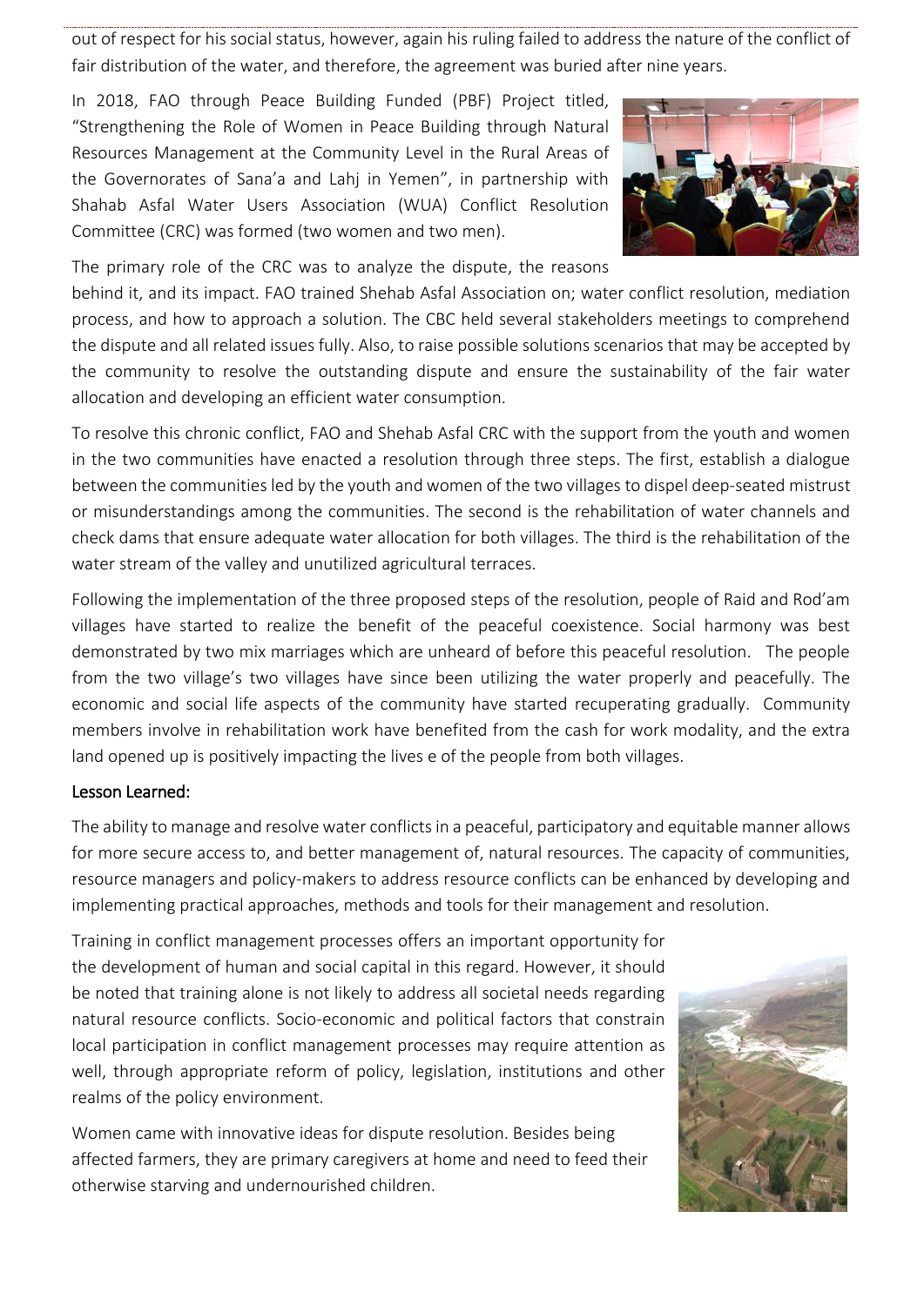out of respect for his social status, however, again his ruling failed to address the nature of the conflict of fair distribution of the water, and therefore, the agreement was buried after nine years.

In 2018, FAO through Peace Building Funded (PBF) Project titled, "Strengthening the Role of Women in Peace Building through Natural Resources Management at the Community Level in the Rural Areas of the Governorates of Sana'a and Lahj in Yemen", in partnership with Shahab Asfal Water Users Association (WUA) Conflict Resolution Committee (CRC) was formed (two women and two men).

The primary role of the CRC was to analyze the dispute, the reasons behind it, and its impact. FAO trained Shehab Asfal Association on; water conflict resolution, mediation process, and how to approach a solution. The CBC held several stakeholders meetings to comprehend the dispute and all related issues fully. Also, to raise possible solutions scenarios that may be accepted by the community to resolve the outstanding dispute and ensure the sustainability of the fair water allocation and developing an efficient water consumption.

To resolve this chronic conflict, FAO and Shehab Asfal CRC with the support from the youth and women in the two communities have enacted a resolution through three steps. The first, establish a dialogue between the communities led by the youth and women of the two villages to dispel deep-seated mistrust or misunderstandings among the communities. The second is the rehabilitation of water channels and check dams that ensure adequate water allocation for both villages. The third is the rehabilitation of the water stream of the valley and unutilized agricultural terraces.

Following the implementation of the three proposed steps of the resolution, people of Raid and Rod'am villages have started to realize the benefit of the peaceful coexistence. Social harmony was best demonstrated by two mix marriages which are unheard of before this peaceful resolution. The people from the two village's two villages have since been utilizing the water properly and peacefully. The economic and social life aspects of the community have started recuperating gradually. Community members involve in rehabilitation work have benefited from the cash for work modality, and the extra land opened up is positively impacting the lives e of the people from both villages.

## Lesson Learned:

The ability to manage and resolve water conflicts in a peaceful, participatory and equitable manner allows for more secure access to, and better management of, natural resources. The capacity of communities, resource managers and policy-makers to address resource conflicts can be enhanced by developing and implementing practical approaches, methods and tools for their management and resolution.

Training in conflict management processes offers an important opportunity for the development of human and social capital in this regard. However, it should be noted that training alone is not likely to address all societal needs regarding natural resource conflicts. Socio-economic and political factors that constrain local participation in conflict management processes may require attention as well, through appropriate reform of policy, legislation, institutions and other realms of the policy environment.

Women came with innovative ideas for dispute resolution. Besides being affected farmers, they are primary caregivers at home and need to feed their otherwise starving and undernourished children.